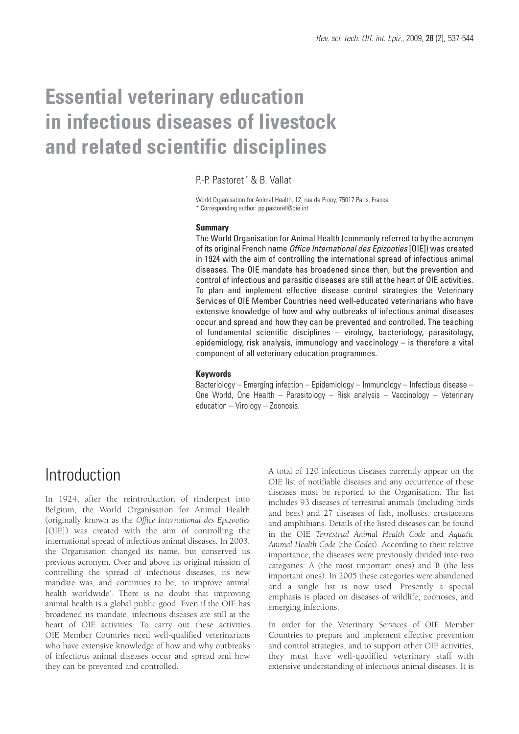# Essential veterinary education in infectious diseases of livestock and related scientific disciplines

P.-P. Pastoret * & B. Vallat

World Organisation for Animal Health, 12, rue de Prony, 75017 Paris, France
\* Corresponding author: pp.pastoret@oie.int

**Summary**

The World Organisation for Animal Health (commonly referred to by the acronym of its original French name *Office International des Epizooties* [OIE]) was created in 1924 with the aim of controlling the international spread of infectious animal diseases. The OIE mandate has broadened since then, but the prevention and control of infectious and parasitic diseases are still at the heart of OIE activities. To plan and implement effective disease control strategies the Veterinary Services of OIE Member Countries need well-educated veterinarians who have extensive knowledge of how and why outbreaks of infectious animal diseases occur and spread and how they can be prevented and controlled. The teaching of fundamental scientific disciplines – virology, bacteriology, parasitology, epidemiology, risk analysis, immunology and vaccinology – is therefore a vital component of all veterinary education programmes.

**Keywords**

Bacteriology – Emerging infection – Epidemiology – Immunology – Infectious disease – One World, One Health – Parasitology – Risk analysis – Vaccinology – Veterinary education – Virology – Zoonosis.

## Introduction

In 1924, after the reintroduction of rinderpest into Belgium, the World Organisation for Animal Health (originally known as the *Office International des Epizooties* [OIE]) was created with the aim of controlling the international spread of infectious animal diseases. In 2003, the Organisation changed its name, but conserved its previous acronym. Over and above its original mission of controlling the spread of infectious diseases, its new mandate was, and continues to be, 'to improve animal health worldwide'. There is no doubt that improving animal health is a global public good. Even if the OIE has broadened its mandate, infectious diseases are still at the heart of OIE activities. To carry out these activities OIE Member Countries need well-qualified veterinarians who have extensive knowledge of how and why outbreaks of infectious animal diseases occur and spread and how they can be prevented and controlled.

A total of 120 infectious diseases currently appear on the OIE list of notifiable diseases and any occurrence of these diseases must be reported to the Organisation. The list includes 93 diseases of terrestrial animals (including birds and bees) and 27 diseases of fish, molluscs, crustaceans and amphibians. Details of the listed diseases can be found in the OIE *Terrestrial Animal Health Code* and *Aquatic Animal Health Code* (the *Codes*). According to their relative importance, the diseases were previously divided into two categories: A (the most important ones) and B (the less important ones). In 2005 these categories were abandoned and a single list is now used. Presently a special emphasis is placed on diseases of wildlife, zoonoses, and emerging infections.

In order for the Veterinary Services of OIE Member Countries to prepare and implement effective prevention and control strategies, and to support other OIE activities, they must have well-qualified veterinary staff with extensive understanding of infectious animal diseases. It is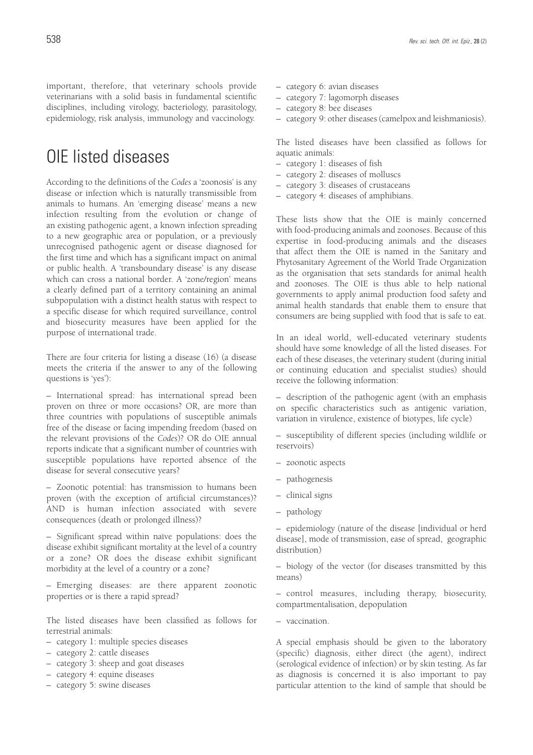important, therefore, that veterinary schools provide veterinarians with a solid basis in fundamental scientific disciplines, including virology, bacteriology, parasitology, epidemiology, risk analysis, immunology and vaccinology.

# OIE listed diseases

According to the definitions of the *Codes* a 'zoonosis' is any disease or infection which is naturally transmissible from animals to humans. An 'emerging disease' means a new infection resulting from the evolution or change of an existing pathogenic agent, a known infection spreading to a new geographic area or population, or a previously unrecognised pathogenic agent or disease diagnosed for the first time and which has a significant impact on animal or public health. A 'transboundary disease' is any disease which can cross a national border. A 'zone/region' means a clearly defined part of a territory containing an animal subpopulation with a distinct health status with respect to a specific disease for which required surveillance, control and biosecurity measures have been applied for the purpose of international trade.

There are four criteria for listing a disease (16) (a disease meets the criteria if the answer to any of the following questions is 'yes'):

– International spread: has international spread been proven on three or more occasions? OR, are more than three countries with populations of susceptible animals free of the disease or facing impending freedom (based on the relevant provisions of the *Codes*)? OR do OIE annual reports indicate that a significant number of countries with susceptible populations have reported absence of the disease for several consecutive years?

– Zoonotic potential: has transmission to humans been proven (with the exception of artificial circumstances)? AND is human infection associated with severe consequences (death or prolonged illness)?

– Significant spread within naïve populations: does the disease exhibit significant mortality at the level of a country or a zone? OR does the disease exhibit significant morbidity at the level of a country or a zone?

– Emerging diseases: are there apparent zoonotic properties or is there a rapid spread?

The listed diseases have been classified as follows for terrestrial animals:

– category 1: multiple species diseases
– category 2: cattle diseases
– category 3: sheep and goat diseases
– category 4: equine diseases
– category 5: swine diseases
– category 6: avian diseases
– category 7: lagomorph diseases
– category 8: bee diseases
– category 9: other diseases (camelpox and leishmaniosis).

The listed diseases have been classified as follows for aquatic animals:

– category 1: diseases of fish
– category 2: diseases of molluscs
– category 3: diseases of crustaceans
– category 4: diseases of amphibians.

These lists show that the OIE is mainly concerned with food-producing animals and zoonoses. Because of this expertise in food-producing animals and the diseases that affect them the OIE is named in the Sanitary and Phytosanitary Agreement of the World Trade Organization as the organisation that sets standards for animal health and zoonoses. The OIE is thus able to help national governments to apply animal production food safety and animal health standards that enable them to ensure that consumers are being supplied with food that is safe to eat.

In an ideal world, well-educated veterinary students should have some knowledge of all the listed diseases. For each of these diseases, the veterinary student (during initial or continuing education and specialist studies) should receive the following information:

– description of the pathogenic agent (with an emphasis on specific characteristics such as antigenic variation, variation in virulence, existence of biotypes, life cycle)

– susceptibility of different species (including wildlife or reservoirs)

– zoonotic aspects

– pathogenesis

– clinical signs

– pathology

– epidemiology (nature of the disease [individual or herd disease], mode of transmission, ease of spread, geographic distribution)

– biology of the vector (for diseases transmitted by this means)

– control measures, including therapy, biosecurity, compartmentalisation, depopulation

– vaccination.

A special emphasis should be given to the laboratory (specific) diagnosis, either direct (the agent), indirect (serological evidence of infection) or by skin testing. As far as diagnosis is concerned it is also important to pay particular attention to the kind of sample that should be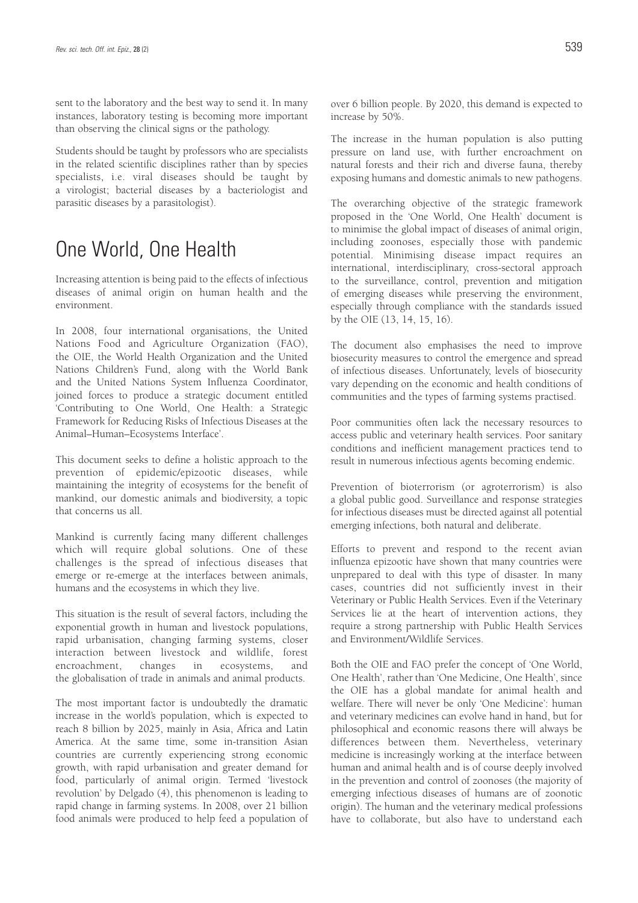sent to the laboratory and the best way to send it. In many instances, laboratory testing is becoming more important than observing the clinical signs or the pathology.

Students should be taught by professors who are specialists in the related scientific disciplines rather than by species specialists, i.e. viral diseases should be taught by a virologist; bacterial diseases by a bacteriologist and parasitic diseases by a parasitologist).

# One World, One Health

Increasing attention is being paid to the effects of infectious diseases of animal origin on human health and the environment.

In 2008, four international organisations, the United Nations Food and Agriculture Organization (FAO), the OIE, the World Health Organization and the United Nations Children's Fund, along with the World Bank and the United Nations System Influenza Coordinator, joined forces to produce a strategic document entitled 'Contributing to One World, One Health: a Strategic Framework for Reducing Risks of Infectious Diseases at the Animal–Human–Ecosystems Interface'.

This document seeks to define a holistic approach to the prevention of epidemic/epizootic diseases, while maintaining the integrity of ecosystems for the benefit of mankind, our domestic animals and biodiversity, a topic that concerns us all.

Mankind is currently facing many different challenges which will require global solutions. One of these challenges is the spread of infectious diseases that emerge or re-emerge at the interfaces between animals, humans and the ecosystems in which they live.

This situation is the result of several factors, including the exponential growth in human and livestock populations, rapid urbanisation, changing farming systems, closer interaction between livestock and wildlife, forest encroachment, changes in ecosystems, and the globalisation of trade in animals and animal products.

The most important factor is undoubtedly the dramatic increase in the world's population, which is expected to reach 8 billion by 2025, mainly in Asia, Africa and Latin America. At the same time, some in-transition Asian countries are currently experiencing strong economic growth, with rapid urbanisation and greater demand for food, particularly of animal origin. Termed 'livestock revolution' by Delgado (4), this phenomenon is leading to rapid change in farming systems. In 2008, over 21 billion food animals were produced to help feed a population of over 6 billion people. By 2020, this demand is expected to increase by 50%.

The increase in the human population is also putting pressure on land use, with further encroachment on natural forests and their rich and diverse fauna, thereby exposing humans and domestic animals to new pathogens.

The overarching objective of the strategic framework proposed in the 'One World, One Health' document is to minimise the global impact of diseases of animal origin, including zoonoses, especially those with pandemic potential. Minimising disease impact requires an international, interdisciplinary, cross-sectoral approach to the surveillance, control, prevention and mitigation of emerging diseases while preserving the environment, especially through compliance with the standards issued by the OIE (13, 14, 15, 16).

The document also emphasises the need to improve biosecurity measures to control the emergence and spread of infectious diseases. Unfortunately, levels of biosecurity vary depending on the economic and health conditions of communities and the types of farming systems practised.

Poor communities often lack the necessary resources to access public and veterinary health services. Poor sanitary conditions and inefficient management practices tend to result in numerous infectious agents becoming endemic.

Prevention of bioterrorism (or agroterrorism) is also a global public good. Surveillance and response strategies for infectious diseases must be directed against all potential emerging infections, both natural and deliberate.

Efforts to prevent and respond to the recent avian influenza epizootic have shown that many countries were unprepared to deal with this type of disaster. In many cases, countries did not sufficiently invest in their Veterinary or Public Health Services. Even if the Veterinary Services lie at the heart of intervention actions, they require a strong partnership with Public Health Services and Environment/Wildlife Services.

Both the OIE and FAO prefer the concept of 'One World, One Health', rather than 'One Medicine, One Health', since the OIE has a global mandate for animal health and welfare. There will never be only 'One Medicine': human and veterinary medicines can evolve hand in hand, but for philosophical and economic reasons there will always be differences between them. Nevertheless, veterinary medicine is increasingly working at the interface between human and animal health and is of course deeply involved in the prevention and control of zoonoses (the majority of emerging infectious diseases of humans are of zoonotic origin). The human and the veterinary medical professions have to collaborate, but also have to understand each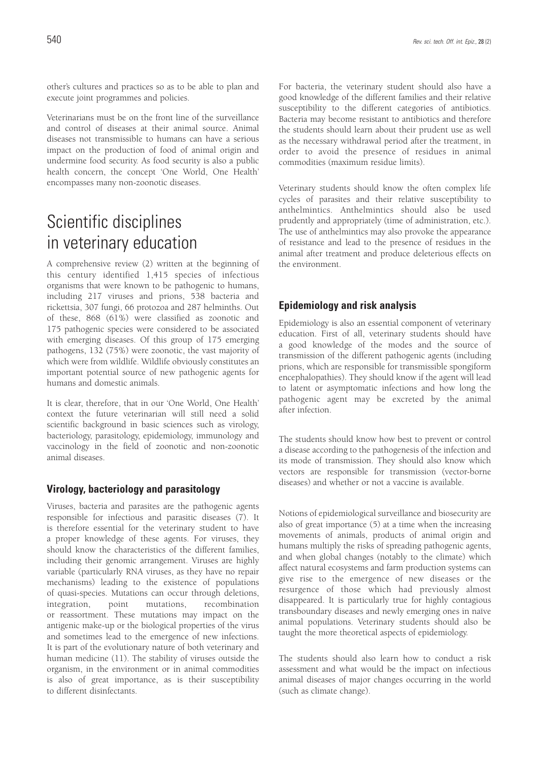other's cultures and practices so as to be able to plan and execute joint programmes and policies.

Veterinarians must be on the front line of the surveillance and control of diseases at their animal source. Animal diseases not transmissible to humans can have a serious impact on the production of food of animal origin and undermine food security. As food security is also a public health concern, the concept 'One World, One Health' encompasses many non-zoonotic diseases.

# Scientific disciplines in veterinary education

A comprehensive review (2) written at the beginning of this century identified 1,415 species of infectious organisms that were known to be pathogenic to humans, including 217 viruses and prions, 538 bacteria and rickettsia, 307 fungi, 66 protozoa and 287 helminths. Out of these, 868 (61%) were classified as zoonotic and 175 pathogenic species were considered to be associated with emerging diseases. Of this group of 175 emerging pathogens, 132 (75%) were zoonotic, the vast majority of which were from wildlife. Wildlife obviously constitutes an important potential source of new pathogenic agents for humans and domestic animals.

It is clear, therefore, that in our 'One World, One Health' context the future veterinarian will still need a solid scientific background in basic sciences such as virology, bacteriology, parasitology, epidemiology, immunology and vaccinology in the field of zoonotic and non-zoonotic animal diseases.

## Virology, bacteriology and parasitology

Viruses, bacteria and parasites are the pathogenic agents responsible for infectious and parasitic diseases (7). It is therefore essential for the veterinary student to have a proper knowledge of these agents. For viruses, they should know the characteristics of the different families, including their genomic arrangement. Viruses are highly variable (particularly RNA viruses, as they have no repair mechanisms) leading to the existence of populations of quasi-species. Mutations can occur through deletions, integration, point mutations, recombination or reassortment. These mutations may impact on the antigenic make-up or the biological properties of the virus and sometimes lead to the emergence of new infections. It is part of the evolutionary nature of both veterinary and human medicine (11). The stability of viruses outside the organism, in the environment or in animal commodities is also of great importance, as is their susceptibility to different disinfectants.

For bacteria, the veterinary student should also have a good knowledge of the different families and their relative susceptibility to the different categories of antibiotics. Bacteria may become resistant to antibiotics and therefore the students should learn about their prudent use as well as the necessary withdrawal period after the treatment, in order to avoid the presence of residues in animal commodities (maximum residue limits).

Veterinary students should know the often complex life cycles of parasites and their relative susceptibility to anthelmintics. Anthelmintics should also be used prudently and appropriately (time of administration, etc.). The use of anthelmintics may also provoke the appearance of resistance and lead to the presence of residues in the animal after treatment and produce deleterious effects on the environment.

## Epidemiology and risk analysis

Epidemiology is also an essential component of veterinary education. First of all, veterinary students should have a good knowledge of the modes and the source of transmission of the different pathogenic agents (including prions, which are responsible for transmissible spongiform encephalopathies). They should know if the agent will lead to latent or asymptomatic infections and how long the pathogenic agent may be excreted by the animal after infection.

The students should know how best to prevent or control a disease according to the pathogenesis of the infection and its mode of transmission. They should also know which vectors are responsible for transmission (vector-borne diseases) and whether or not a vaccine is available.

Notions of epidemiological surveillance and biosecurity are also of great importance (5) at a time when the increasing movements of animals, products of animal origin and humans multiply the risks of spreading pathogenic agents, and when global changes (notably to the climate) which affect natural ecosystems and farm production systems can give rise to the emergence of new diseases or the resurgence of those which had previously almost disappeared. It is particularly true for highly contagious transboundary diseases and newly emerging ones in naïve animal populations. Veterinary students should also be taught the more theoretical aspects of epidemiology.

The students should also learn how to conduct a risk assessment and what would be the impact on infectious animal diseases of major changes occurring in the world (such as climate change).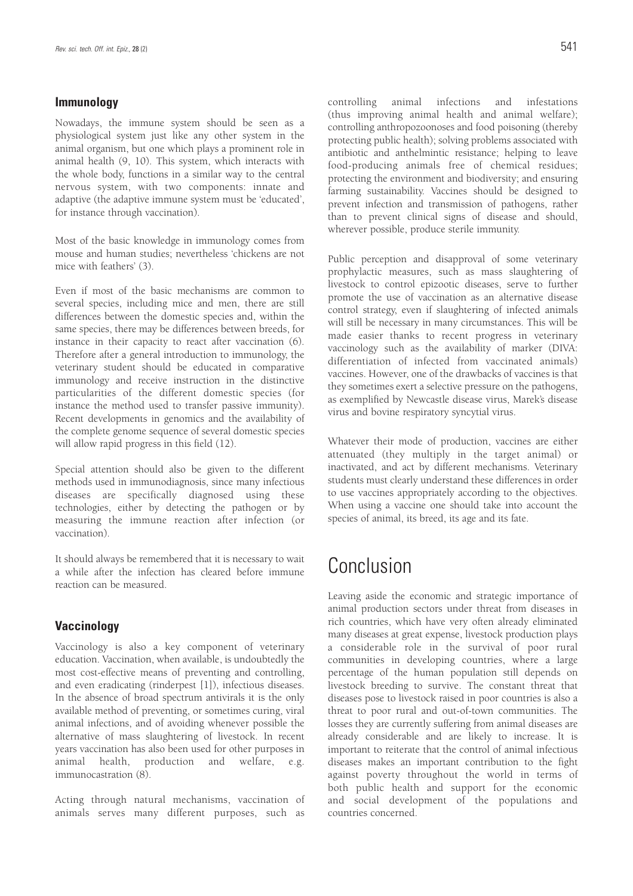### Immunology

Nowadays, the immune system should be seen as a physiological system just like any other system in the animal organism, but one which plays a prominent role in animal health (9, 10). This system, which interacts with the whole body, functions in a similar way to the central nervous system, with two components: innate and adaptive (the adaptive immune system must be 'educated', for instance through vaccination).

Most of the basic knowledge in immunology comes from mouse and human studies; nevertheless 'chickens are not mice with feathers' (3).

Even if most of the basic mechanisms are common to several species, including mice and men, there are still differences between the domestic species and, within the same species, there may be differences between breeds, for instance in their capacity to react after vaccination (6). Therefore after a general introduction to immunology, the veterinary student should be educated in comparative immunology and receive instruction in the distinctive particularities of the different domestic species (for instance the method used to transfer passive immunity). Recent developments in genomics and the availability of the complete genome sequence of several domestic species will allow rapid progress in this field (12).

Special attention should also be given to the different methods used in immunodiagnosis, since many infectious diseases are specifically diagnosed using these technologies, either by detecting the pathogen or by measuring the immune reaction after infection (or vaccination).

It should always be remembered that it is necessary to wait a while after the infection has cleared before immune reaction can be measured.

### Vaccinology

Vaccinology is also a key component of veterinary education. Vaccination, when available, is undoubtedly the most cost-effective means of preventing and controlling, and even eradicating (rinderpest [1]), infectious diseases. In the absence of broad spectrum antivirals it is the only available method of preventing, or sometimes curing, viral animal infections, and of avoiding whenever possible the alternative of mass slaughtering of livestock. In recent years vaccination has also been used for other purposes in animal health, production and welfare, e.g. immunocastration (8).

Acting through natural mechanisms, vaccination of animals serves many different purposes, such as controlling animal infections and infestations (thus improving animal health and animal welfare); controlling anthropozoonoses and food poisoning (thereby protecting public health); solving problems associated with antibiotic and anthelmintic resistance; helping to leave food-producing animals free of chemical residues; protecting the environment and biodiversity; and ensuring farming sustainability. Vaccines should be designed to prevent infection and transmission of pathogens, rather than to prevent clinical signs of disease and should, wherever possible, produce sterile immunity.

Public perception and disapproval of some veterinary prophylactic measures, such as mass slaughtering of livestock to control epizootic diseases, serve to further promote the use of vaccination as an alternative disease control strategy, even if slaughtering of infected animals will still be necessary in many circumstances. This will be made easier thanks to recent progress in veterinary vaccinology such as the availability of marker (DIVA: differentiation of infected from vaccinated animals) vaccines. However, one of the drawbacks of vaccines is that they sometimes exert a selective pressure on the pathogens, as exemplified by Newcastle disease virus, Marek's disease virus and bovine respiratory syncytial virus.

Whatever their mode of production, vaccines are either attenuated (they multiply in the target animal) or inactivated, and act by different mechanisms. Veterinary students must clearly understand these differences in order to use vaccines appropriately according to the objectives. When using a vaccine one should take into account the species of animal, its breed, its age and its fate.

## Conclusion

Leaving aside the economic and strategic importance of animal production sectors under threat from diseases in rich countries, which have very often already eliminated many diseases at great expense, livestock production plays a considerable role in the survival of poor rural communities in developing countries, where a large percentage of the human population still depends on livestock breeding to survive. The constant threat that diseases pose to livestock raised in poor countries is also a threat to poor rural and out-of-town communities. The losses they are currently suffering from animal diseases are already considerable and are likely to increase. It is important to reiterate that the control of animal infectious diseases makes an important contribution to the fight against poverty throughout the world in terms of both public health and support for the economic and social development of the populations and countries concerned.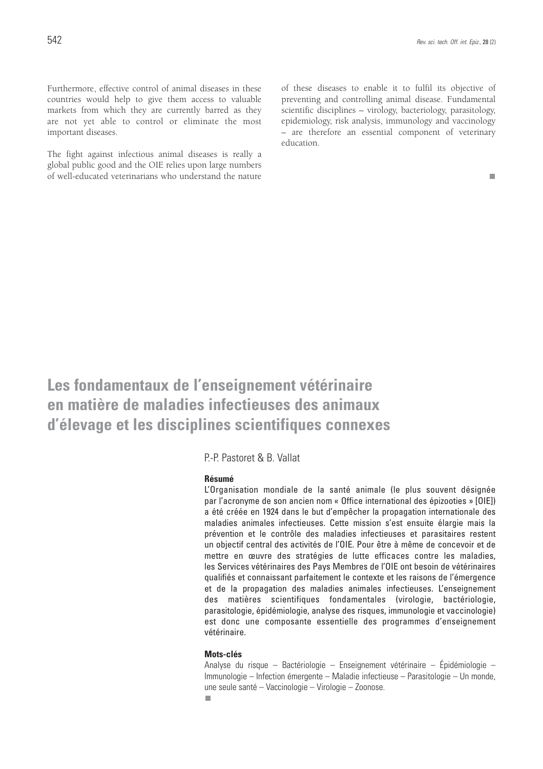Furthermore, effective control of animal diseases in these countries would help to give them access to valuable markets from which they are currently barred as they are not yet able to control or eliminate the most important diseases.

The fight against infectious animal diseases is really a global public good and the OIE relies upon large numbers of well-educated veterinarians who understand the nature of these diseases to enable it to fulfil its objective of preventing and controlling animal disease. Fundamental scientific disciplines – virology, bacteriology, parasitology, epidemiology, risk analysis, immunology and vaccinology – are therefore an essential component of veterinary education.

# Les fondamentaux de l'enseignement vétérinaire en matière de maladies infectieuses des animaux d'élevage et les disciplines scientifiques connexes

P.-P. Pastoret & B. Vallat

**Résumé**

L'Organisation mondiale de la santé animale (le plus souvent désignée par l'acronyme de son ancien nom « Office international des épizooties » [OIE]) a été créée en 1924 dans le but d'empêcher la propagation internationale des maladies animales infectieuses. Cette mission s'est ensuite élargie mais la prévention et le contrôle des maladies infectieuses et parasitaires restent un objectif central des activités de l'OIE. Pour être à même de concevoir et de mettre en œuvre des stratégies de lutte efficaces contre les maladies, les Services vétérinaires des Pays Membres de l'OIE ont besoin de vétérinaires qualifiés et connaissant parfaitement le contexte et les raisons de l'émergence et de la propagation des maladies animales infectieuses. L'enseignement des matières scientifiques fondamentales (virologie, bactériologie, parasitologie, épidémiologie, analyse des risques, immunologie et vaccinologie) est donc une composante essentielle des programmes d'enseignement vétérinaire.

**Mots-clés**

Analyse du risque – Bactériologie – Enseignement vétérinaire – Épidémiologie – Immunologie – Infection émergente – Maladie infectieuse – Parasitologie – Un monde, une seule santé – Vaccinologie – Virologie – Zoonose.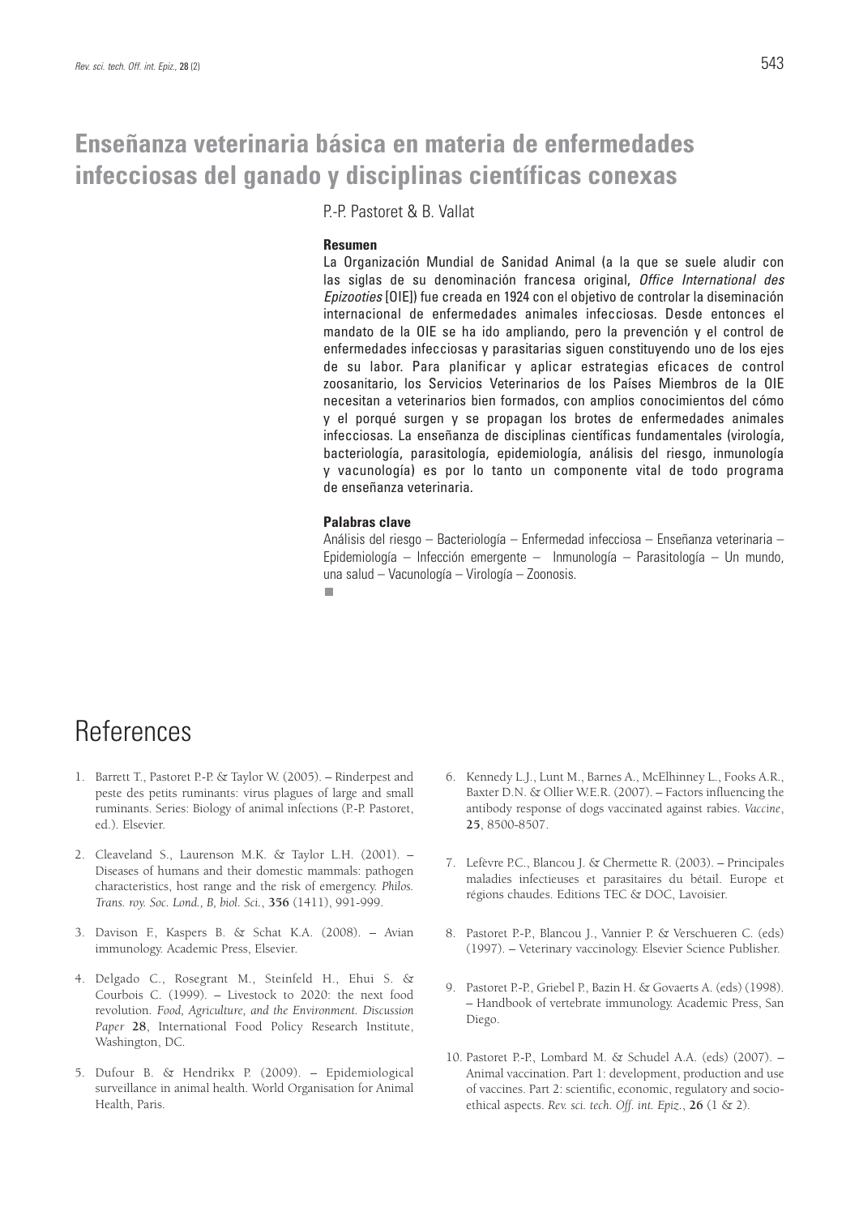# Enseñanza veterinaria básica en materia de enfermedades infecciosas del ganado y disciplinas científicas conexas

P.-P. Pastoret & B. Vallat

### Resumen

La Organización Mundial de Sanidad Animal (a la que se suele aludir con las siglas de su denominación francesa original, *Office International des Epizooties* [OIE]) fue creada en 1924 con el objetivo de controlar la diseminación internacional de enfermedades animales infecciosas. Desde entonces el mandato de la OIE se ha ido ampliando, pero la prevención y el control de enfermedades infecciosas y parasitarias siguen constituyendo uno de los ejes de su labor. Para planificar y aplicar estrategias eficaces de control zoosanitario, los Servicios Veterinarios de los Países Miembros de la OIE necesitan a veterinarios bien formados, con amplios conocimientos del cómo y el porqué surgen y se propagan los brotes de enfermedades animales infecciosas. La enseñanza de disciplinas científicas fundamentales (virología, bacteriología, parasitología, epidemiología, análisis del riesgo, inmunología y vacunología) es por lo tanto un componente vital de todo programa de enseñanza veterinaria.

### Palabras clave

Análisis del riesgo – Bacteriología – Enfermedad infecciosa – Enseñanza veterinaria – Epidemiología – Infección emergente – Inmunología – Parasitología – Un mundo, una salud – Vacunología – Virología – Zoonosis.

## References

1. Barrett T., Pastoret P.-P. & Taylor W. (2005). – Rinderpest and peste des petits ruminants: virus plagues of large and small ruminants. Series: Biology of animal infections (P.-P. Pastoret, ed.). Elsevier.

2. Cleaveland S., Laurenson M.K. & Taylor L.H. (2001). – Diseases of humans and their domestic mammals: pathogen characteristics, host range and the risk of emergency. *Philos. Trans. roy. Soc. Lond., B, biol. Sci.*, **356** (1411), 991-999.

3. Davison F., Kaspers B. & Schat K.A. (2008). – Avian immunology. Academic Press, Elsevier.

4. Delgado C., Rosegrant M., Steinfeld H., Ehui S. & Courbois C. (1999). – Livestock to 2020: the next food revolution. *Food, Agriculture, and the Environment. Discussion Paper* **28**, International Food Policy Research Institute, Washington, DC.

5. Dufour B. & Hendrikx P. (2009). – Epidemiological surveillance in animal health. World Organisation for Animal Health, Paris.

6. Kennedy L.J., Lunt M., Barnes A., McElhinney L., Fooks A.R., Baxter D.N. & Ollier W.E.R. (2007). – Factors influencing the antibody response of dogs vaccinated against rabies. *Vaccine*, **25**, 8500-8507.

7. Lefèvre P.C., Blancou J. & Chermette R. (2003). – Principales maladies infectieuses et parasitaires du bétail. Europe et régions chaudes. Editions TEC & DOC, Lavoisier.

8. Pastoret P.-P., Blancou J., Vannier P. & Verschueren C. (eds) (1997). – Veterinary vaccinology. Elsevier Science Publisher.

9. Pastoret P.-P., Griebel P., Bazin H. & Govaerts A. (eds) (1998). – Handbook of vertebrate immunology. Academic Press, San Diego.

10. Pastoret P.-P., Lombard M. & Schudel A.A. (eds) (2007). – Animal vaccination. Part 1: development, production and use of vaccines. Part 2: scientific, economic, regulatory and socio-ethical aspects. *Rev. sci. tech. Off. int. Epiz.*, **26** (1 & 2).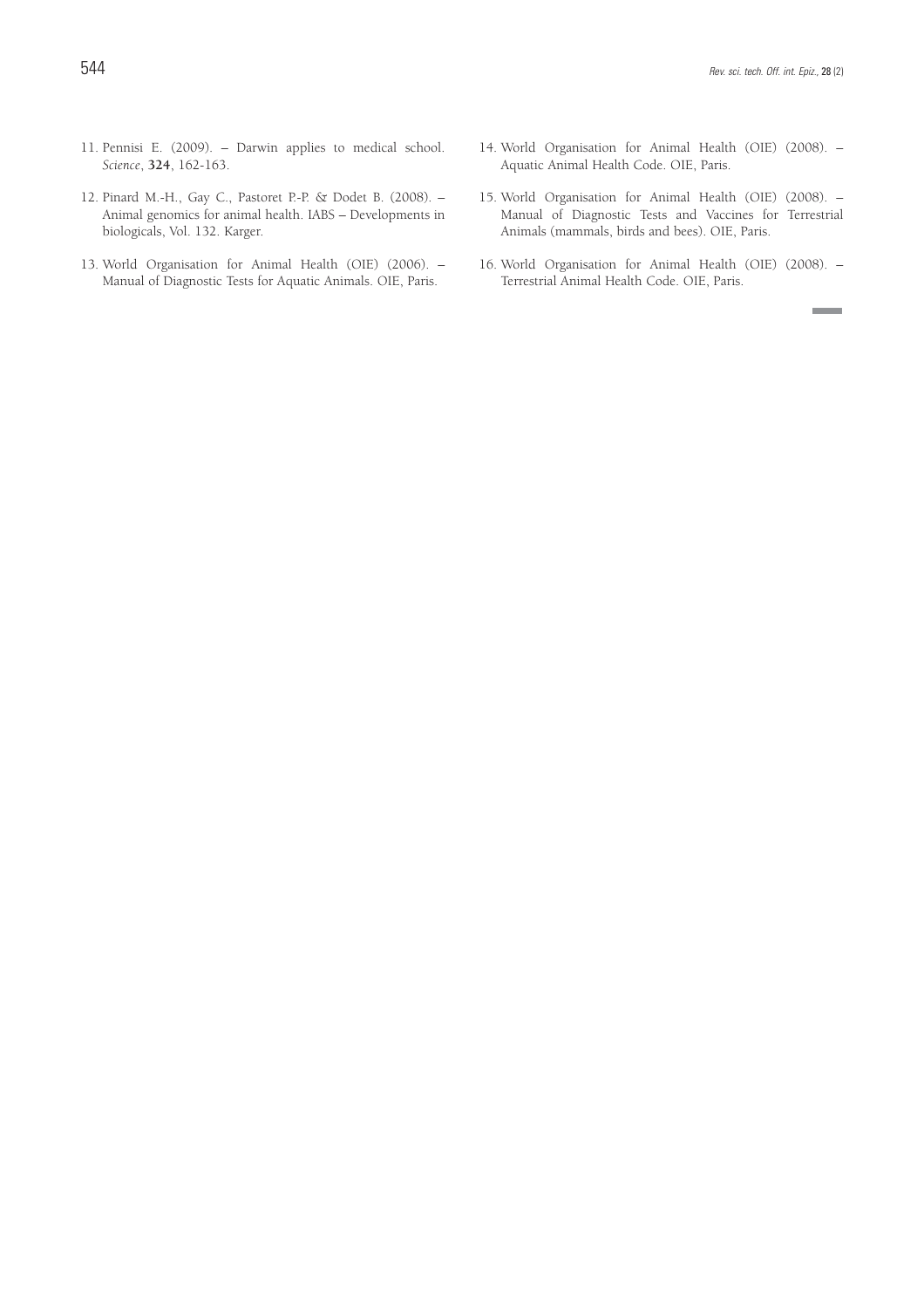11. Pennisi E. (2009). – Darwin applies to medical school. *Science*, **324**, 162-163.

12. Pinard M.-H., Gay C., Pastoret P.-P. & Dodet B. (2008). – Animal genomics for animal health. IABS – Developments in biologicals, Vol. 132. Karger.

13. World Organisation for Animal Health (OIE) (2006). – Manual of Diagnostic Tests for Aquatic Animals. OIE, Paris.

14. World Organisation for Animal Health (OIE) (2008). – Aquatic Animal Health Code. OIE, Paris.

15. World Organisation for Animal Health (OIE) (2008). – Manual of Diagnostic Tests and Vaccines for Terrestrial Animals (mammals, birds and bees). OIE, Paris.

16. World Organisation for Animal Health (OIE) (2008). – Terrestrial Animal Health Code. OIE, Paris.